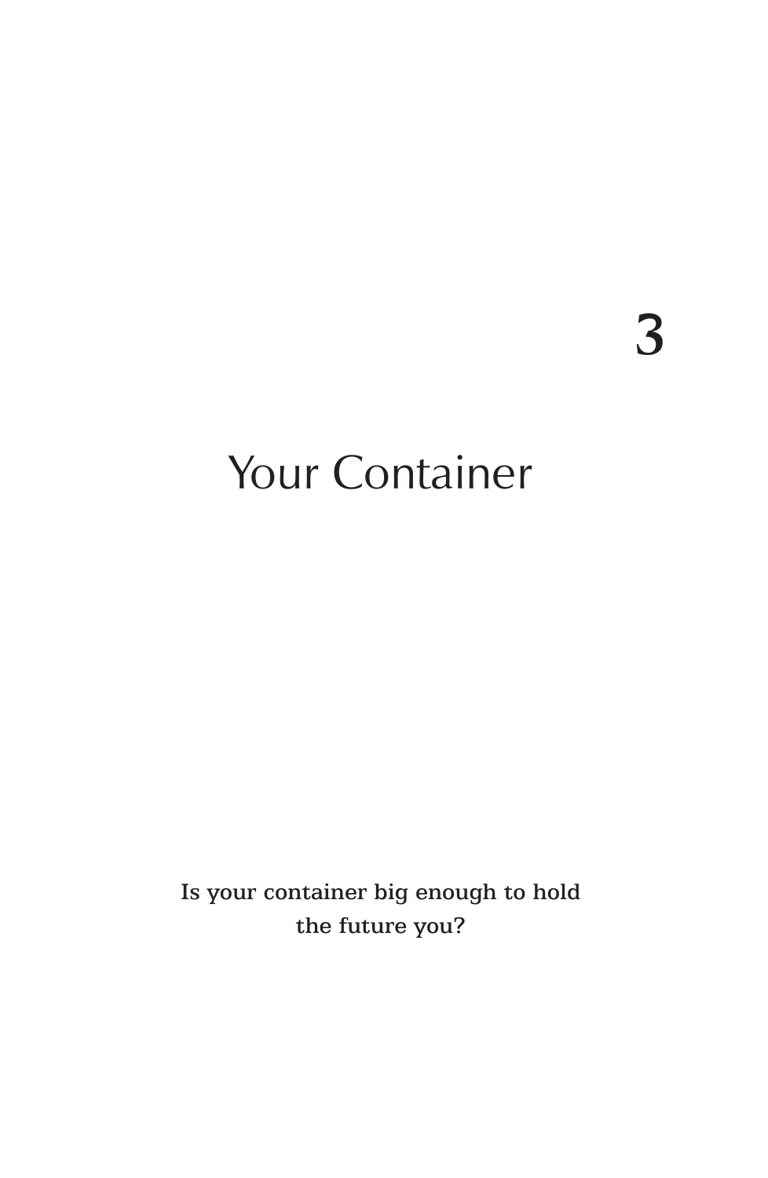# 3

# Your Container

**Is your container big enough to hold the future you?**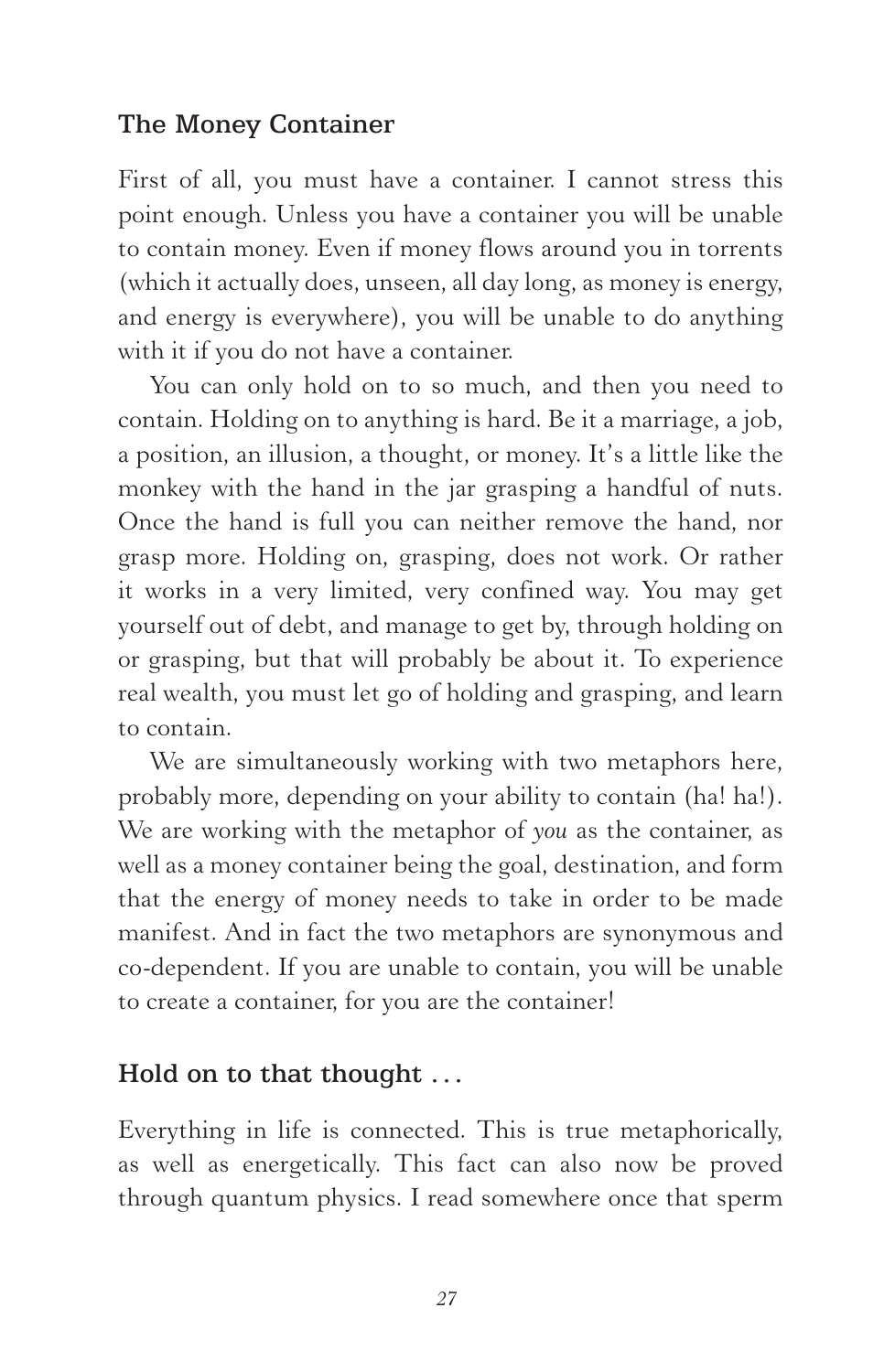## The Money Container

First of all, you must have a container. I cannot stress this point enough. Unless you have a container you will be unable to contain money. Even if money flows around you in torrents (which it actually does, unseen, all day long, as money is energy, and energy is everywhere), you will be unable to do anything with it if you do not have a container.

You can only hold on to so much, and then you need to contain. Holding on to anything is hard. Be it a marriage, a job, a position, an illusion, a thought, or money. It's a little like the monkey with the hand in the jar grasping a handful of nuts. Once the hand is full you can neither remove the hand, nor grasp more. Holding on, grasping, does not work. Or rather it works in a very limited, very confined way. You may get yourself out of debt, and manage to get by, through holding on or grasping, but that will probably be about it. To experience real wealth, you must let go of holding and grasping, and learn to contain.

We are simultaneously working with two metaphors here, probably more, depending on your ability to contain (ha! ha!). We are working with the metaphor of *you* as the container, as well as a money container being the goal, destination, and form that the energy of money needs to take in order to be made manifest. And in fact the two metaphors are synonymous and co-dependent. If you are unable to contain, you will be unable to create a container, for you are the container!

## Hold on to that thought . . .

Everything in life is connected. This is true metaphorically, as well as energetically. This fact can also now be proved through quantum physics. I read somewhere once that sperm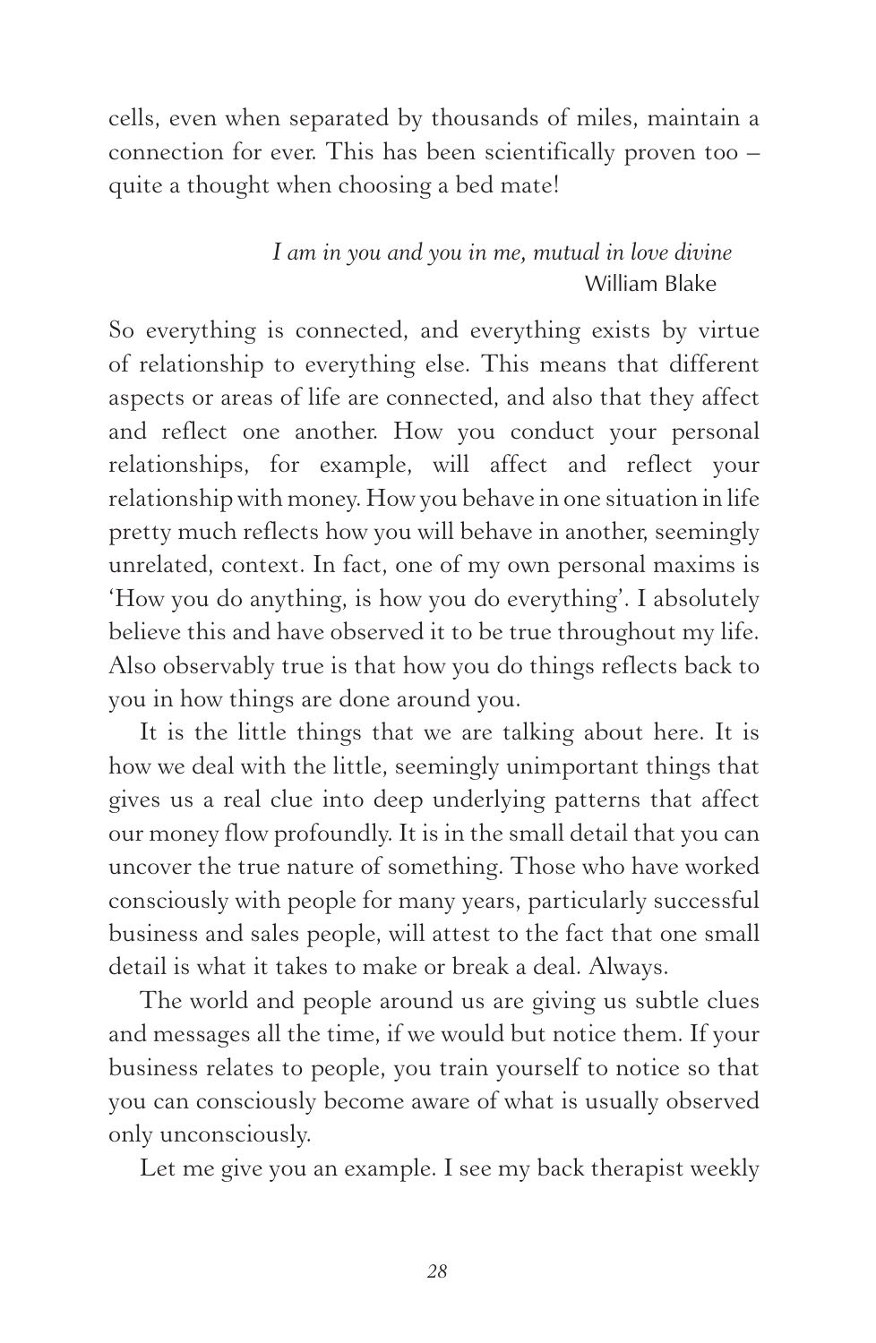cells, even when separated by thousands of miles, maintain a connection for ever. This has been scientifically proven too – quite a thought when choosing a bed mate!

> *I am in you and you in me, mutual in love divine*
> William Blake

So everything is connected, and everything exists by virtue of relationship to everything else. This means that different aspects or areas of life are connected, and also that they affect and reflect one another. How you conduct your personal relationships, for example, will affect and reflect your relationship with money. How you behave in one situation in life pretty much reflects how you will behave in another, seemingly unrelated, context. In fact, one of my own personal maxims is 'How you do anything, is how you do everything'. I absolutely believe this and have observed it to be true throughout my life. Also observably true is that how you do things reflects back to you in how things are done around you.

It is the little things that we are talking about here. It is how we deal with the little, seemingly unimportant things that gives us a real clue into deep underlying patterns that affect our money flow profoundly. It is in the small detail that you can uncover the true nature of something. Those who have worked consciously with people for many years, particularly successful business and sales people, will attest to the fact that one small detail is what it takes to make or break a deal. Always.

The world and people around us are giving us subtle clues and messages all the time, if we would but notice them. If your business relates to people, you train yourself to notice so that you can consciously become aware of what is usually observed only unconsciously.

Let me give you an example. I see my back therapist weekly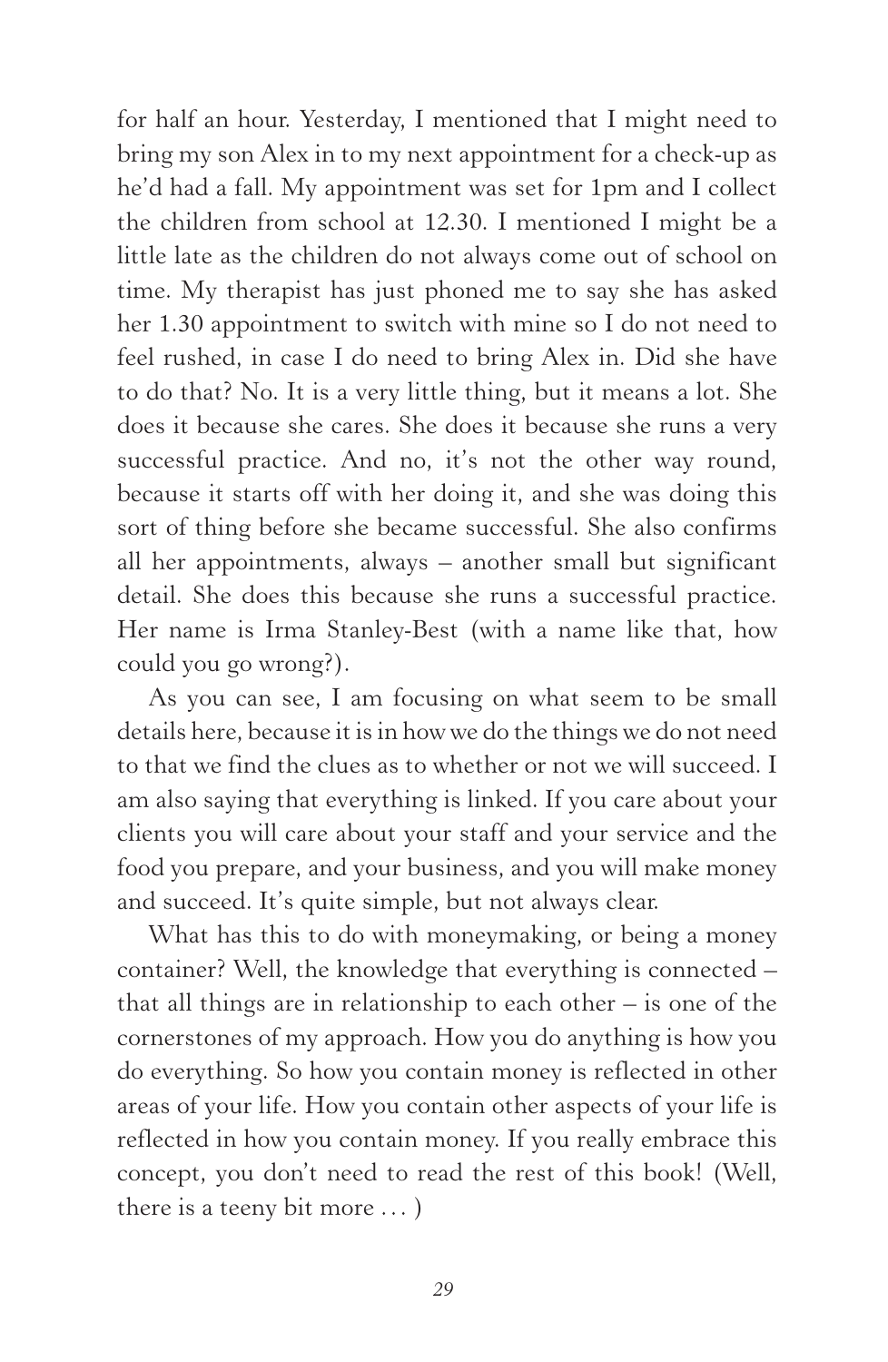for half an hour. Yesterday, I mentioned that I might need to bring my son Alex in to my next appointment for a check-up as he'd had a fall. My appointment was set for 1pm and I collect the children from school at 12.30. I mentioned I might be a little late as the children do not always come out of school on time. My therapist has just phoned me to say she has asked her 1.30 appointment to switch with mine so I do not need to feel rushed, in case I do need to bring Alex in. Did she have to do that? No. It is a very little thing, but it means a lot. She does it because she cares. She does it because she runs a very successful practice. And no, it's not the other way round, because it starts off with her doing it, and she was doing this sort of thing before she became successful. She also confirms all her appointments, always – another small but significant detail. She does this because she runs a successful practice. Her name is Irma Stanley-Best (with a name like that, how could you go wrong?).

As you can see, I am focusing on what seem to be small details here, because it is in how we do the things we do not need to that we find the clues as to whether or not we will succeed. I am also saying that everything is linked. If you care about your clients you will care about your staff and your service and the food you prepare, and your business, and you will make money and succeed. It's quite simple, but not always clear.

What has this to do with moneymaking, or being a money container? Well, the knowledge that everything is connected – that all things are in relationship to each other – is one of the cornerstones of my approach. How you do anything is how you do everything. So how you contain money is reflected in other areas of your life. How you contain other aspects of your life is reflected in how you contain money. If you really embrace this concept, you don't need to read the rest of this book! (Well, there is a teeny bit more … )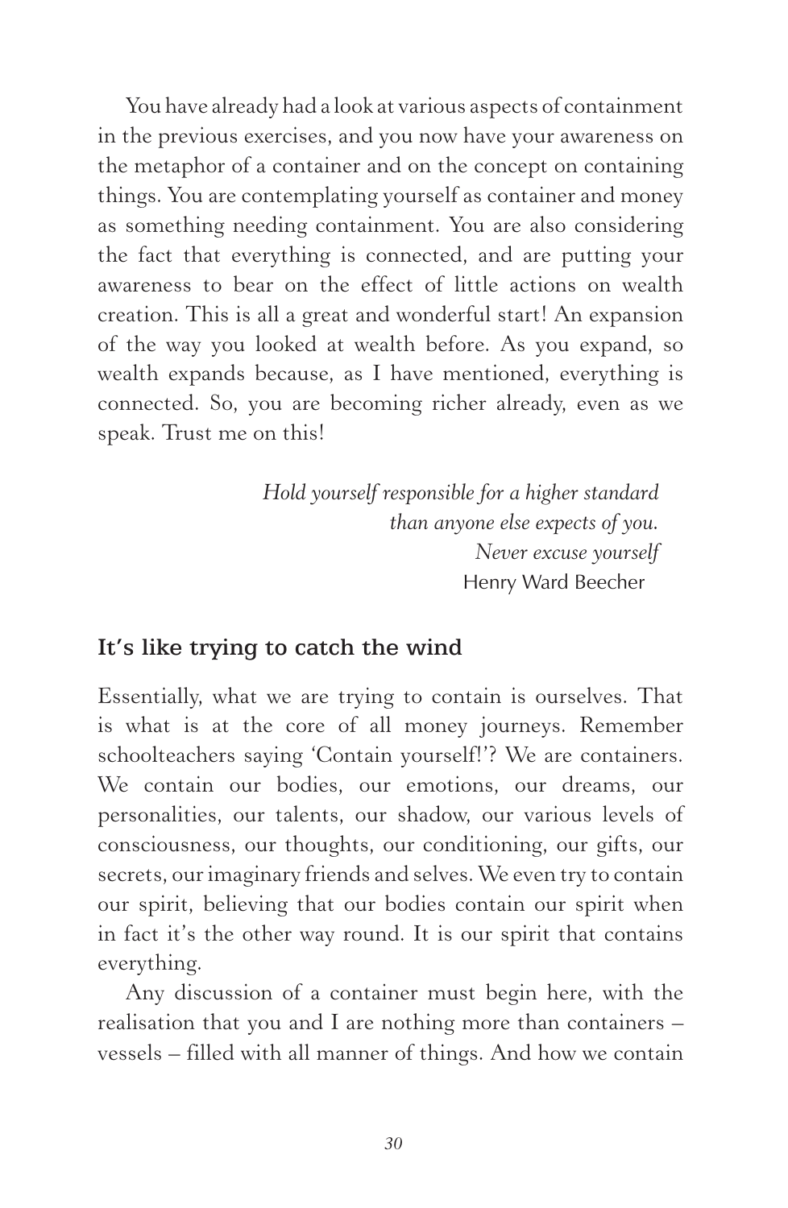You have already had a look at various aspects of containment in the previous exercises, and you now have your awareness on the metaphor of a container and on the concept on containing things. You are contemplating yourself as container and money as something needing containment. You are also considering the fact that everything is connected, and are putting your awareness to bear on the effect of little actions on wealth creation. This is all a great and wonderful start! An expansion of the way you looked at wealth before. As you expand, so wealth expands because, as I have mentioned, everything is connected. So, you are becoming richer already, even as we speak. Trust me on this!

> *Hold yourself responsible for a higher standard than anyone else expects of you. Never excuse yourself*
> Henry Ward Beecher

## It's like trying to catch the wind

Essentially, what we are trying to contain is ourselves. That is what is at the core of all money journeys. Remember schoolteachers saying 'Contain yourself!'? We are containers. We contain our bodies, our emotions, our dreams, our personalities, our talents, our shadow, our various levels of consciousness, our thoughts, our conditioning, our gifts, our secrets, our imaginary friends and selves. We even try to contain our spirit, believing that our bodies contain our spirit when in fact it's the other way round. It is our spirit that contains everything.

Any discussion of a container must begin here, with the realisation that you and I are nothing more than containers – vessels – filled with all manner of things. And how we contain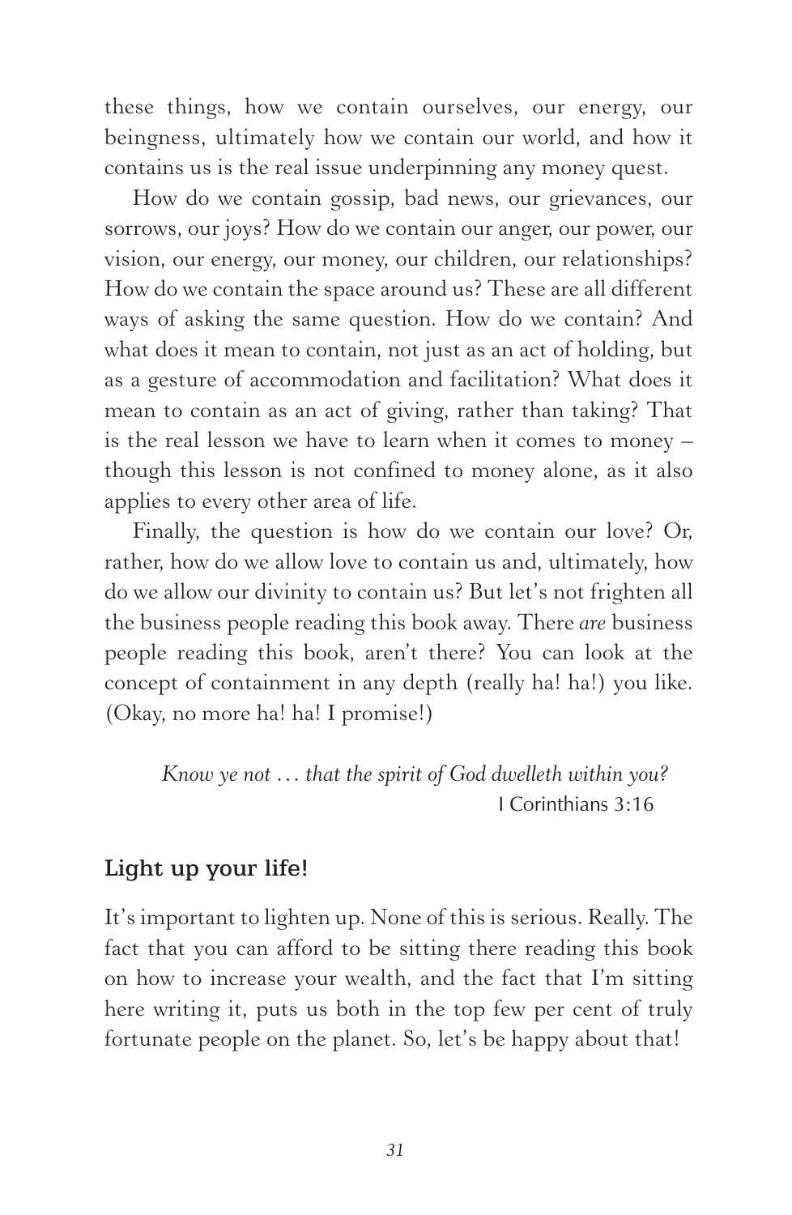these things, how we contain ourselves, our energy, our beingness, ultimately how we contain our world, and how it contains us is the real issue underpinning any money quest.

How do we contain gossip, bad news, our grievances, our sorrows, our joys? How do we contain our anger, our power, our vision, our energy, our money, our children, our relationships? How do we contain the space around us? These are all different ways of asking the same question. How do we contain? And what does it mean to contain, not just as an act of holding, but as a gesture of accommodation and facilitation? What does it mean to contain as an act of giving, rather than taking? That is the real lesson we have to learn when it comes to money – though this lesson is not confined to money alone, as it also applies to every other area of life.

Finally, the question is how do we contain our love? Or, rather, how do we allow love to contain us and, ultimately, how do we allow our divinity to contain us? But let's not frighten all the business people reading this book away. There *are* business people reading this book, aren't there? You can look at the concept of containment in any depth (really ha! ha!) you like. (Okay, no more ha! ha! I promise!)

> *Know ye not … that the spirit of God dwelleth within you?*
> I Corinthians 3:16

## Light up your life!

It's important to lighten up. None of this is serious. Really. The fact that you can afford to be sitting there reading this book on how to increase your wealth, and the fact that I'm sitting here writing it, puts us both in the top few per cent of truly fortunate people on the planet. So, let's be happy about that!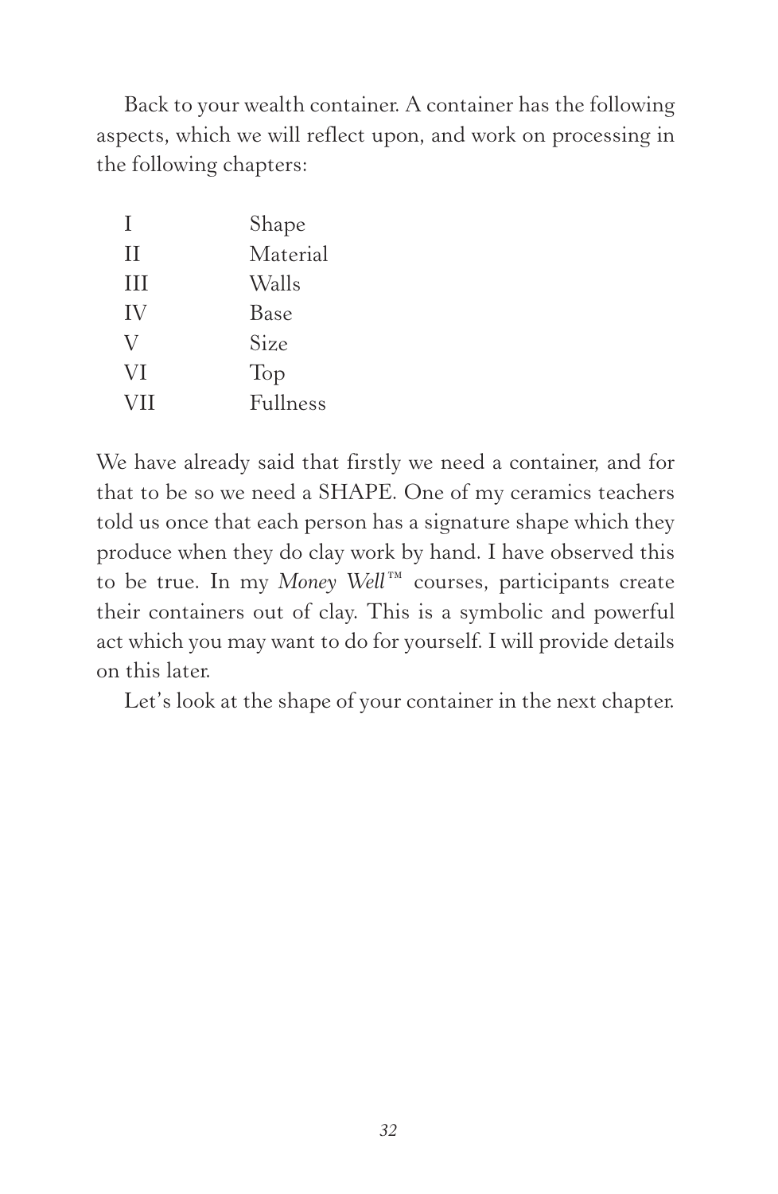Back to your wealth container. A container has the following aspects, which we will reflect upon, and work on processing in the following chapters:

| | |
|---|---|
| I | Shape |
| II | Material |
| III | Walls |
| IV | Base |
| V | Size |
| VI | Top |
| VII | Fullness |

We have already said that firstly we need a container, and for that to be so we need a SHAPE. One of my ceramics teachers told us once that each person has a signature shape which they produce when they do clay work by hand. I have observed this to be true. In my *Money Well*™ courses, participants create their containers out of clay. This is a symbolic and powerful act which you may want to do for yourself. I will provide details on this later.

Let's look at the shape of your container in the next chapter.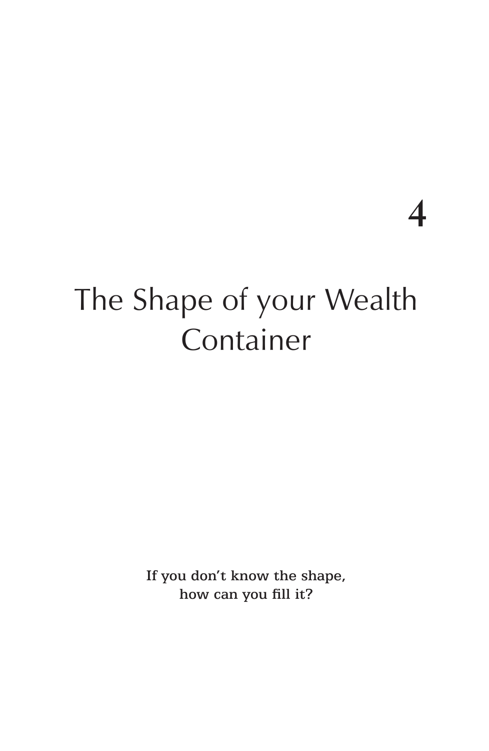# 4

# The Shape of your Wealth Container

If you don't know the shape,
how can you fill it?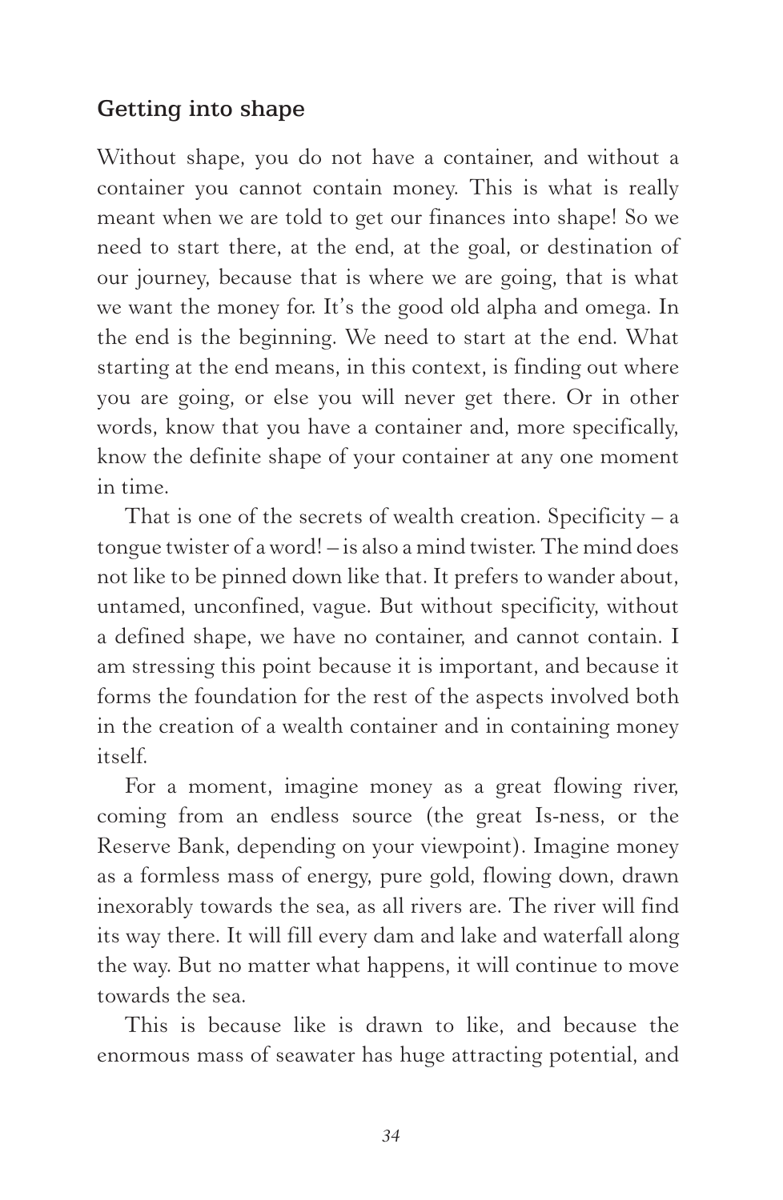## Getting into shape

Without shape, you do not have a container, and without a container you cannot contain money. This is what is really meant when we are told to get our finances into shape! So we need to start there, at the end, at the goal, or destination of our journey, because that is where we are going, that is what we want the money for. It's the good old alpha and omega. In the end is the beginning. We need to start at the end. What starting at the end means, in this context, is finding out where you are going, or else you will never get there. Or in other words, know that you have a container and, more specifically, know the definite shape of your container at any one moment in time.

That is one of the secrets of wealth creation. Specificity – a tongue twister of a word! – is also a mind twister. The mind does not like to be pinned down like that. It prefers to wander about, untamed, unconfined, vague. But without specificity, without a defined shape, we have no container, and cannot contain. I am stressing this point because it is important, and because it forms the foundation for the rest of the aspects involved both in the creation of a wealth container and in containing money itself.

For a moment, imagine money as a great flowing river, coming from an endless source (the great Is-ness, or the Reserve Bank, depending on your viewpoint). Imagine money as a formless mass of energy, pure gold, flowing down, drawn inexorably towards the sea, as all rivers are. The river will find its way there. It will fill every dam and lake and waterfall along the way. But no matter what happens, it will continue to move towards the sea.

This is because like is drawn to like, and because the enormous mass of seawater has huge attracting potential, and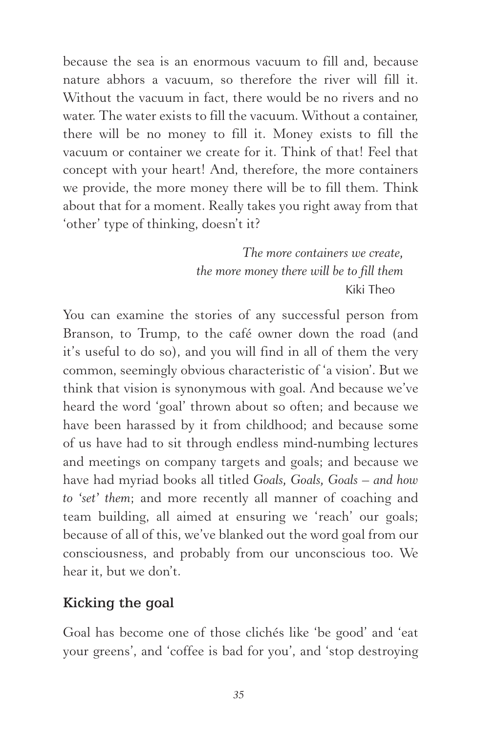because the sea is an enormous vacuum to fill and, because nature abhors a vacuum, so therefore the river will fill it. Without the vacuum in fact, there would be no rivers and no water. The water exists to fill the vacuum. Without a container, there will be no money to fill it. Money exists to fill the vacuum or container we create for it. Think of that! Feel that concept with your heart! And, therefore, the more containers we provide, the more money there will be to fill them. Think about that for a moment. Really takes you right away from that 'other' type of thinking, doesn't it?

> *The more containers we create,*
> *the more money there will be to fill them*
> Kiki Theo

You can examine the stories of any successful person from Branson, to Trump, to the café owner down the road (and it's useful to do so), and you will find in all of them the very common, seemingly obvious characteristic of 'a vision'. But we think that vision is synonymous with goal. And because we've heard the word 'goal' thrown about so often; and because we have been harassed by it from childhood; and because some of us have had to sit through endless mind-numbing lectures and meetings on company targets and goals; and because we have had myriad books all titled *Goals, Goals, Goals – and how to 'set' them*; and more recently all manner of coaching and team building, all aimed at ensuring we 'reach' our goals; because of all of this, we've blanked out the word goal from our consciousness, and probably from our unconscious too. We hear it, but we don't.

## Kicking the goal

Goal has become one of those clichés like 'be good' and 'eat your greens', and 'coffee is bad for you', and 'stop destroying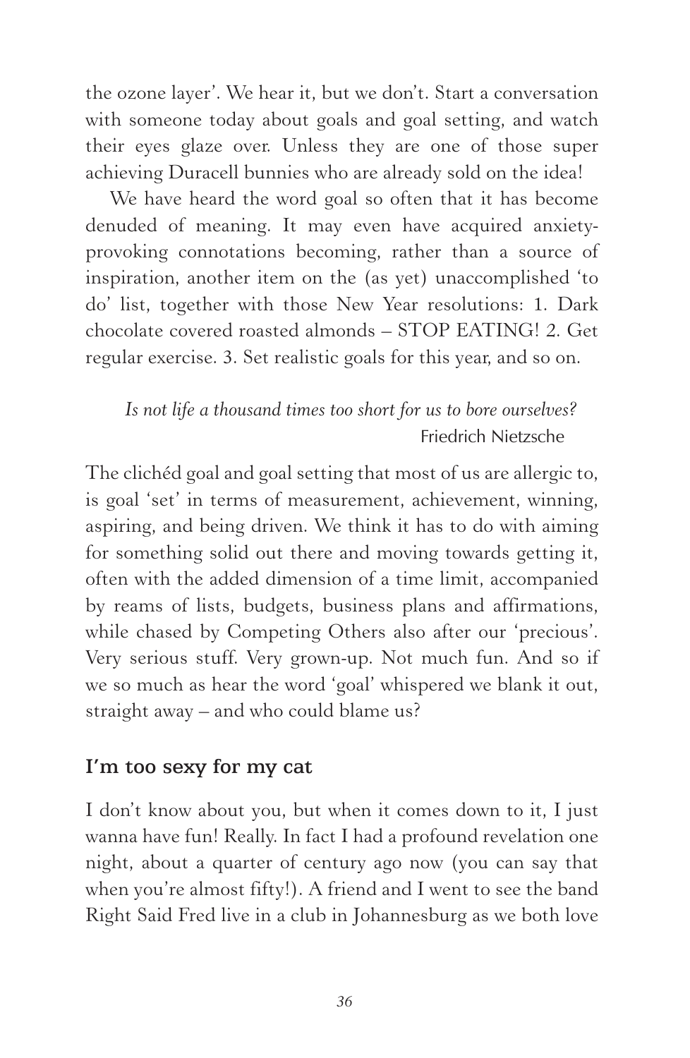the ozone layer'. We hear it, but we don't. Start a conversation with someone today about goals and goal setting, and watch their eyes glaze over. Unless they are one of those super achieving Duracell bunnies who are already sold on the idea!

We have heard the word goal so often that it has become denuded of meaning. It may even have acquired anxiety-provoking connotations becoming, rather than a source of inspiration, another item on the (as yet) unaccomplished 'to do' list, together with those New Year resolutions: 1. Dark chocolate covered roasted almonds – STOP EATING! 2. Get regular exercise. 3. Set realistic goals for this year, and so on.

> *Is not life a thousand times too short for us to bore ourselves?*
> Friedrich Nietzsche

The clichéd goal and goal setting that most of us are allergic to, is goal 'set' in terms of measurement, achievement, winning, aspiring, and being driven. We think it has to do with aiming for something solid out there and moving towards getting it, often with the added dimension of a time limit, accompanied by reams of lists, budgets, business plans and affirmations, while chased by Competing Others also after our 'precious'. Very serious stuff. Very grown-up. Not much fun. And so if we so much as hear the word 'goal' whispered we blank it out, straight away – and who could blame us?

## I'm too sexy for my cat

I don't know about you, but when it comes down to it, I just wanna have fun! Really. In fact I had a profound revelation one night, about a quarter of century ago now (you can say that when you're almost fifty!). A friend and I went to see the band Right Said Fred live in a club in Johannesburg as we both love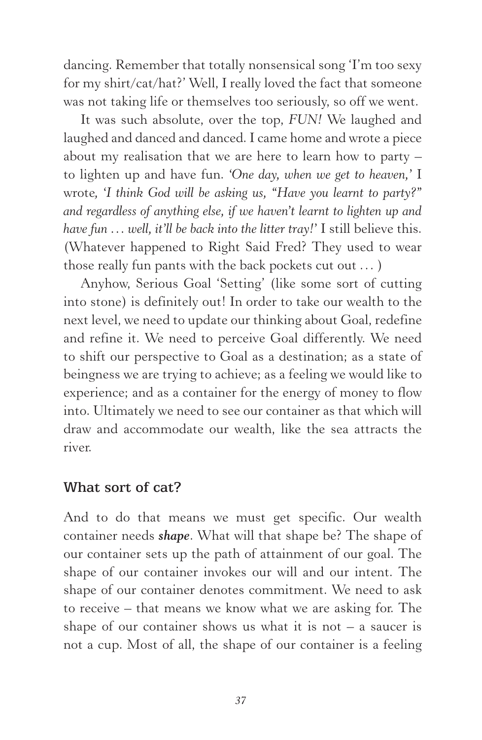dancing. Remember that totally nonsensical song 'I'm too sexy for my shirt/cat/hat?' Well, I really loved the fact that someone was not taking life or themselves too seriously, so off we went.

It was such absolute, over the top, *FUN!* We laughed and laughed and danced and danced. I came home and wrote a piece about my realisation that we are here to learn how to party – to lighten up and have fun. *'One day, when we get to heaven,'* I wrote, *'I think God will be asking us, "Have you learnt to party?" and regardless of anything else, if we haven't learnt to lighten up and have fun … well, it'll be back into the litter tray!'* I still believe this. (Whatever happened to Right Said Fred? They used to wear those really fun pants with the back pockets cut out … )

Anyhow, Serious Goal 'Setting' (like some sort of cutting into stone) is definitely out! In order to take our wealth to the next level, we need to update our thinking about Goal, redefine and refine it. We need to perceive Goal differently. We need to shift our perspective to Goal as a destination; as a state of beingness we are trying to achieve; as a feeling we would like to experience; and as a container for the energy of money to flow into. Ultimately we need to see our container as that which will draw and accommodate our wealth, like the sea attracts the river.

## What sort of cat?

And to do that means we must get specific. Our wealth container needs ***shape***. What will that shape be? The shape of our container sets up the path of attainment of our goal. The shape of our container invokes our will and our intent. The shape of our container denotes commitment. We need to ask to receive – that means we know what we are asking for. The shape of our container shows us what it is not – a saucer is not a cup. Most of all, the shape of our container is a feeling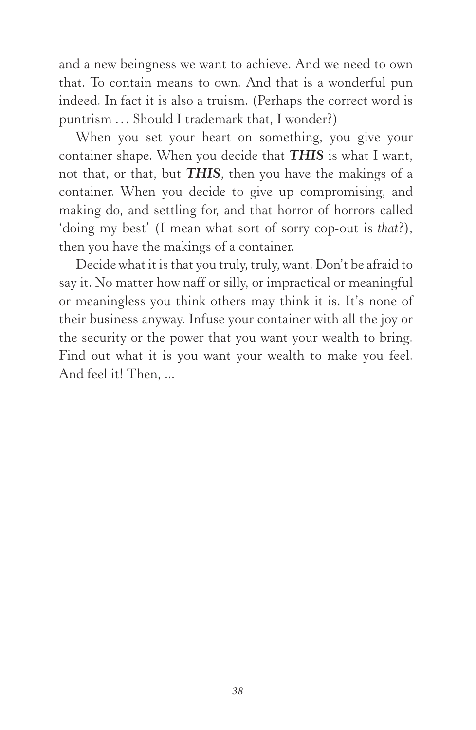and a new beingness we want to achieve. And we need to own that. To contain means to own. And that is a wonderful pun indeed. In fact it is also a truism. (Perhaps the correct word is puntrism ... Should I trademark that, I wonder?)

When you set your heart on something, you give your container shape. When you decide that ***THIS*** is what I want, not that, or that, but ***THIS***, then you have the makings of a container. When you decide to give up compromising, and making do, and settling for, and that horror of horrors called 'doing my best' (I mean what sort of sorry cop-out is *that*?), then you have the makings of a container.

Decide what it is that you truly, truly, want. Don't be afraid to say it. No matter how naff or silly, or impractical or meaningful or meaningless you think others may think it is. It's none of their business anyway. Infuse your container with all the joy or the security or the power that you want your wealth to bring. Find out what it is you want your wealth to make you feel. And feel it! Then, ...